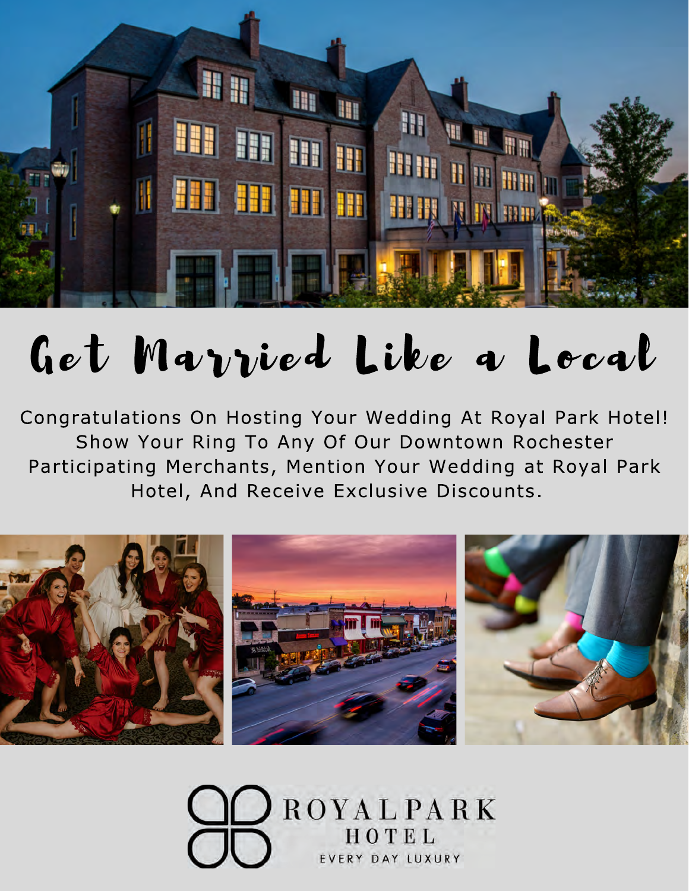# Get Married Like a Local

Congratulations On Hosting Your Wedding At Royal Park Hotel! Show Your Ring To Any Of Our Downtown Rochester Participating Merchants, Mention Your Wedding at Royal Park Hotel, And Receive Exclusive Discounts.

ROYAL PARK HOTEL

EVERY DAY LUXURY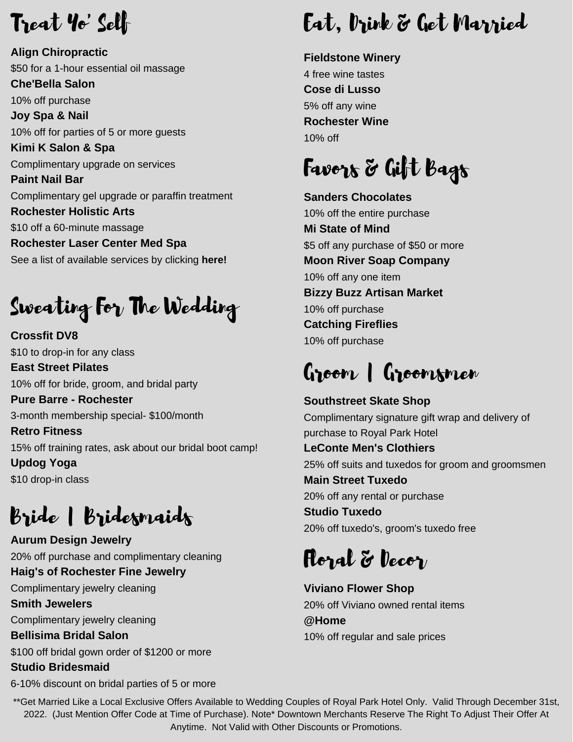## Treat Yo' Self

**Align Chiropractic**
$50 for a 1-hour essential oil massage

**Che'Bella Salon**
10% off purchase

**Joy Spa & Nail**
10% off for parties of 5 or more guests

**Kimi K Salon & Spa**
Complimentary upgrade on services

**Paint Nail Bar**
Complimentary gel upgrade or paraffin treatment

**Rochester Holistic Arts**
$10 off a 60-minute massage

**Rochester Laser Center Med Spa**
See a list of available services by clicking **here!**

## Sweating For The Wedding

**Crossfit DV8**
$10 to drop-in for any class

**East Street Pilates**
10% off for bride, groom, and bridal party

**Pure Barre - Rochester**
3-month membership special- $100/month

**Retro Fitness**
15% off training rates, ask about our bridal boot camp!

**Updog Yoga**
$10 drop-in class

## Bride | Bridesmaids

**Aurum Design Jewelry**
20% off purchase and complimentary cleaning

**Haig's of Rochester Fine Jewelry**
Complimentary jewelry cleaning

**Smith Jewelers**
Complimentary jewelry cleaning

**Bellisima Bridal Salon**
$100 off bridal gown order of $1200 or more

**Studio Bridesmaid**
6-10% discount on bridal parties of 5 or more

## Eat, Drink & Get Married

**Fieldstone Winery**
4 free wine tastes

**Cose di Lusso**
5% off any wine

**Rochester Wine**
10% off

## Favors & Gift Bags

**Sanders Chocolates**
10% off the entire purchase

**Mi State of Mind**
$5 off any purchase of $50 or more

**Moon River Soap Company**
10% off any one item

**Bizzy Buzz Artisan Market**
10% off purchase

**Catching Fireflies**
10% off purchase

## Groom | Groomsmen

**Southstreet Skate Shop**
Complimentary signature gift wrap and delivery of purchase to Royal Park Hotel

**LeConte Men's Clothiers**
25% off suits and tuxedos for groom and groomsmen

**Main Street Tuxedo**
20% off any rental or purchase

**Studio Tuxedo**
20% off tuxedo's, groom's tuxedo free

## Floral & Decor

**Viviano Flower Shop**
20% off Viviano owned rental items

**@Home**
10% off regular and sale prices

**Get Married Like a Local Exclusive Offers Available to Wedding Couples of Royal Park Hotel Only. Valid Through December 31st, 2022. (Just Mention Offer Code at Time of Purchase). Note* Downtown Merchants Reserve The Right To Adjust Their Offer At Anytime. Not Valid with Other Discounts or Promotions.